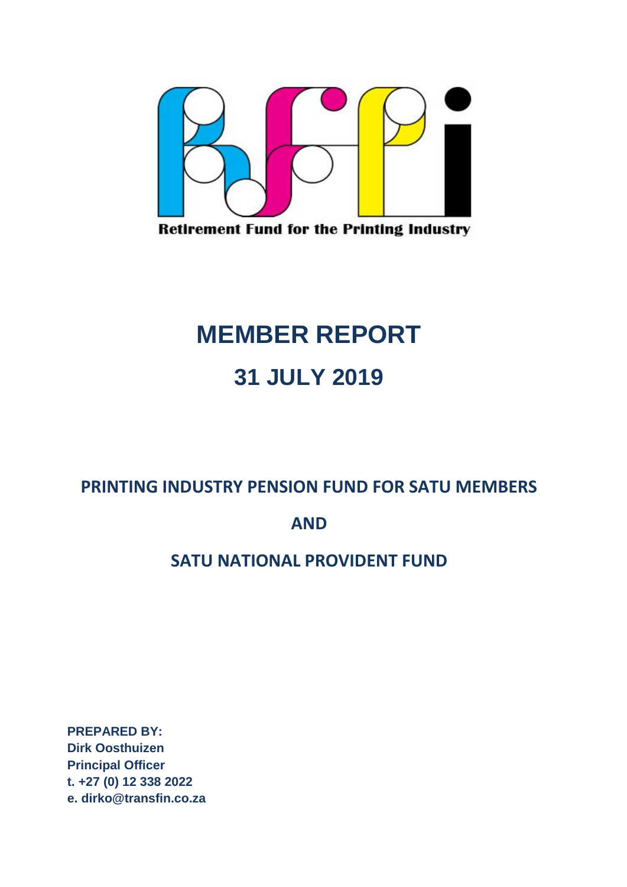Retirement Fund for the Printing Industry

# MEMBER REPORT

## 31 JULY 2019

**PRINTING INDUSTRY PENSION FUND FOR SATU MEMBERS**

**AND**

**SATU NATIONAL PROVIDENT FUND**

**PREPARED BY:**
**Dirk Oosthuizen**
**Principal Officer**
**t. +27 (0) 12 338 2022**
**e. dirko@transfin.co.za**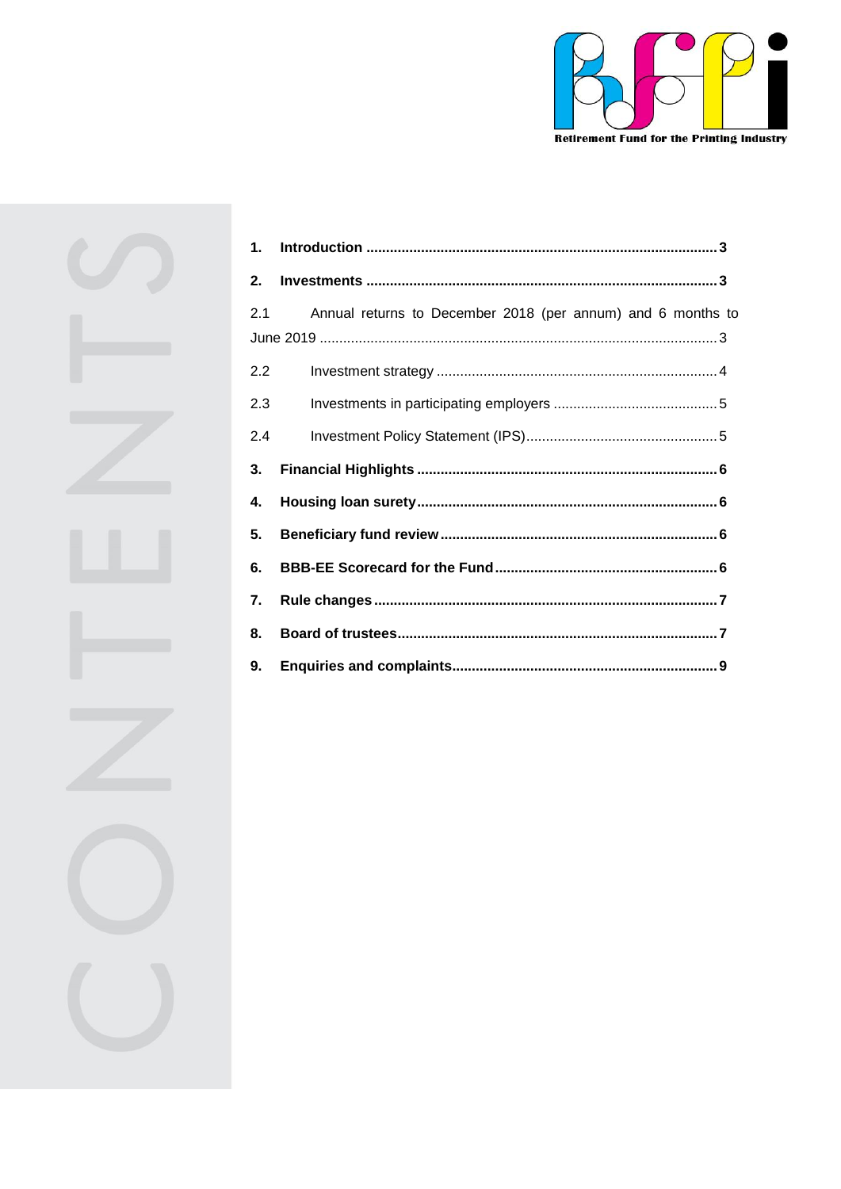Retirement Fund for the Printing Industry

# CONTENTS

1. **Introduction** ........................................................................................ **3**
2. **Investments** ........................................................................................ **3**

    2.1 Annual returns to December 2018 (per annum) and 6 months to June 2019 ........................................................................................ 3

    2.2 Investment strategy ........................................................................ 4

    2.3 Investments in participating employers .......................................... 5

    2.4 Investment Policy Statement (IPS) .................................................. 5

3. **Financial Highlights** ............................................................................ **6**
4. **Housing loan surety** ............................................................................ **6**
5. **Beneficiary fund review** ...................................................................... **6**
6. **BBB-EE Scorecard for the Fund** ........................................................ **6**
7. **Rule changes** ...................................................................................... **7**
8. **Board of trustees** ................................................................................ **7**
9. **Enquiries and complaints** ................................................................... **9**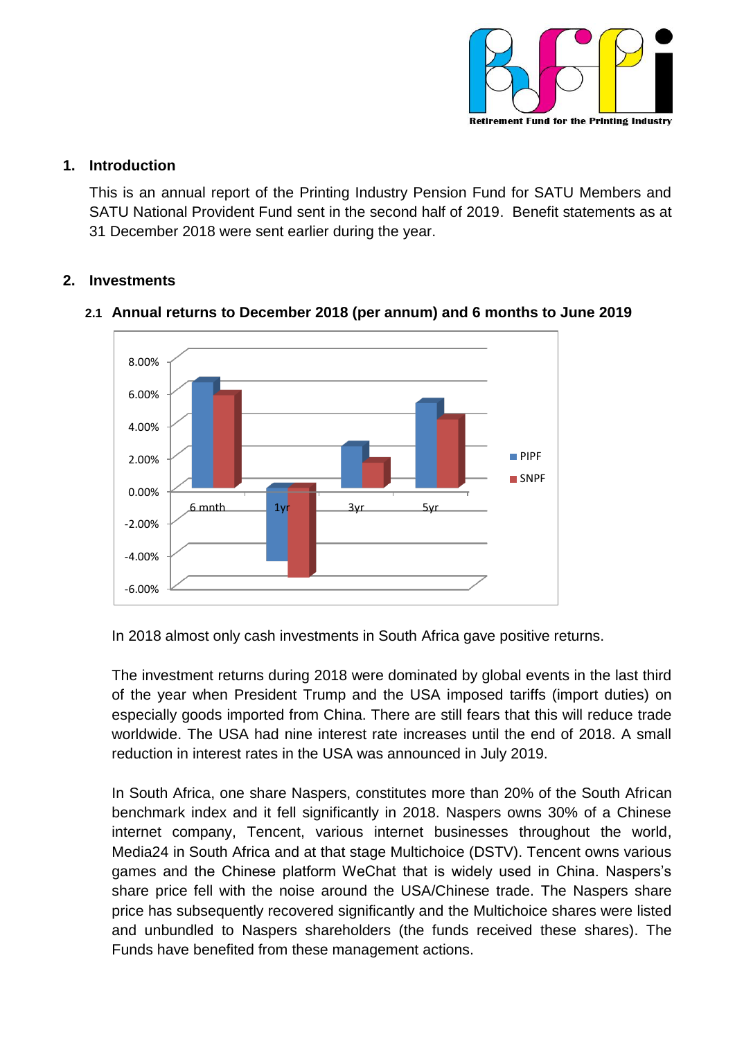## 1. Introduction

This is an annual report of the Printing Industry Pension Fund for SATU Members and SATU National Provident Fund sent in the second half of 2019. Benefit statements as at 31 December 2018 were sent earlier during the year.

## 2. Investments

### 2.1 Annual returns to December 2018 (per annum) and 6 months to June 2019

In 2018 almost only cash investments in South Africa gave positive returns.

The investment returns during 2018 were dominated by global events in the last third of the year when President Trump and the USA imposed tariffs (import duties) on especially goods imported from China. There are still fears that this will reduce trade worldwide. The USA had nine interest rate increases until the end of 2018. A small reduction in interest rates in the USA was announced in July 2019.

In South Africa, one share Naspers, constitutes more than 20% of the South African benchmark index and it fell significantly in 2018. Naspers owns 30% of a Chinese internet company, Tencent, various internet businesses throughout the world, Media24 in South Africa and at that stage Multichoice (DSTV). Tencent owns various games and the Chinese platform WeChat that is widely used in China. Naspers's share price fell with the noise around the USA/Chinese trade. The Naspers share price has subsequently recovered significantly and the Multichoice shares were listed and unbundled to Naspers shareholders (the funds received these shares). The Funds have benefited from these management actions.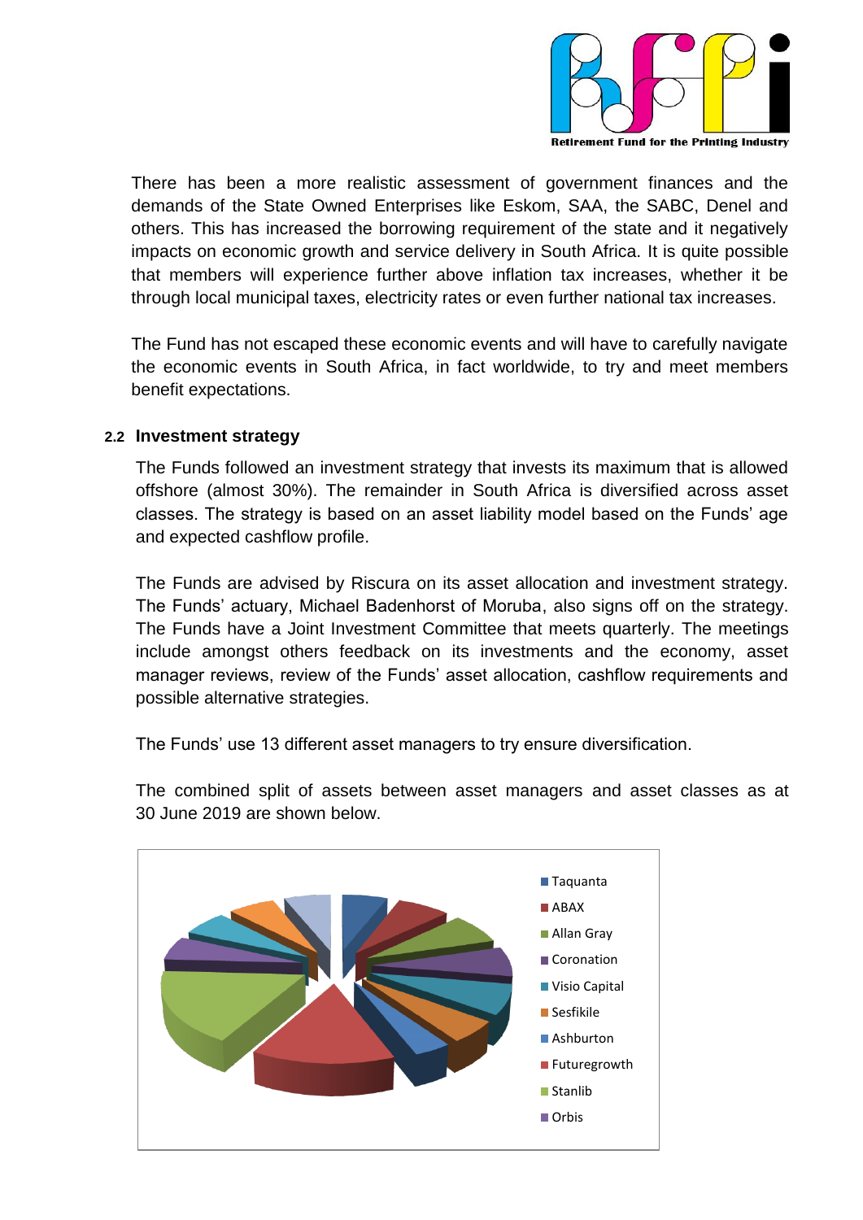There has been a more realistic assessment of government finances and the demands of the State Owned Enterprises like Eskom, SAA, the SABC, Denel and others. This has increased the borrowing requirement of the state and it negatively impacts on economic growth and service delivery in South Africa. It is quite possible that members will experience further above inflation tax increases, whether it be through local municipal taxes, electricity rates or even further national tax increases.

The Fund has not escaped these economic events and will have to carefully navigate the economic events in South Africa, in fact worldwide, to try and meet members benefit expectations.

## 2.2 Investment strategy

The Funds followed an investment strategy that invests its maximum that is allowed offshore (almost 30%). The remainder in South Africa is diversified across asset classes. The strategy is based on an asset liability model based on the Funds' age and expected cashflow profile.

The Funds are advised by Riscura on its asset allocation and investment strategy. The Funds' actuary, Michael Badenhorst of Moruba, also signs off on the strategy. The Funds have a Joint Investment Committee that meets quarterly. The meetings include amongst others feedback on its investments and the economy, asset manager reviews, review of the Funds' asset allocation, cashflow requirements and possible alternative strategies.

The Funds' use 13 different asset managers to try ensure diversification.

The combined split of assets between asset managers and asset classes as at 30 June 2019 are shown below.

- Taquanta
- ABAX
- Allan Gray
- Coronation
- Visio Capital
- Sesfikile
- Ashburton
- Futuregrowth
- Stanlib
- Orbis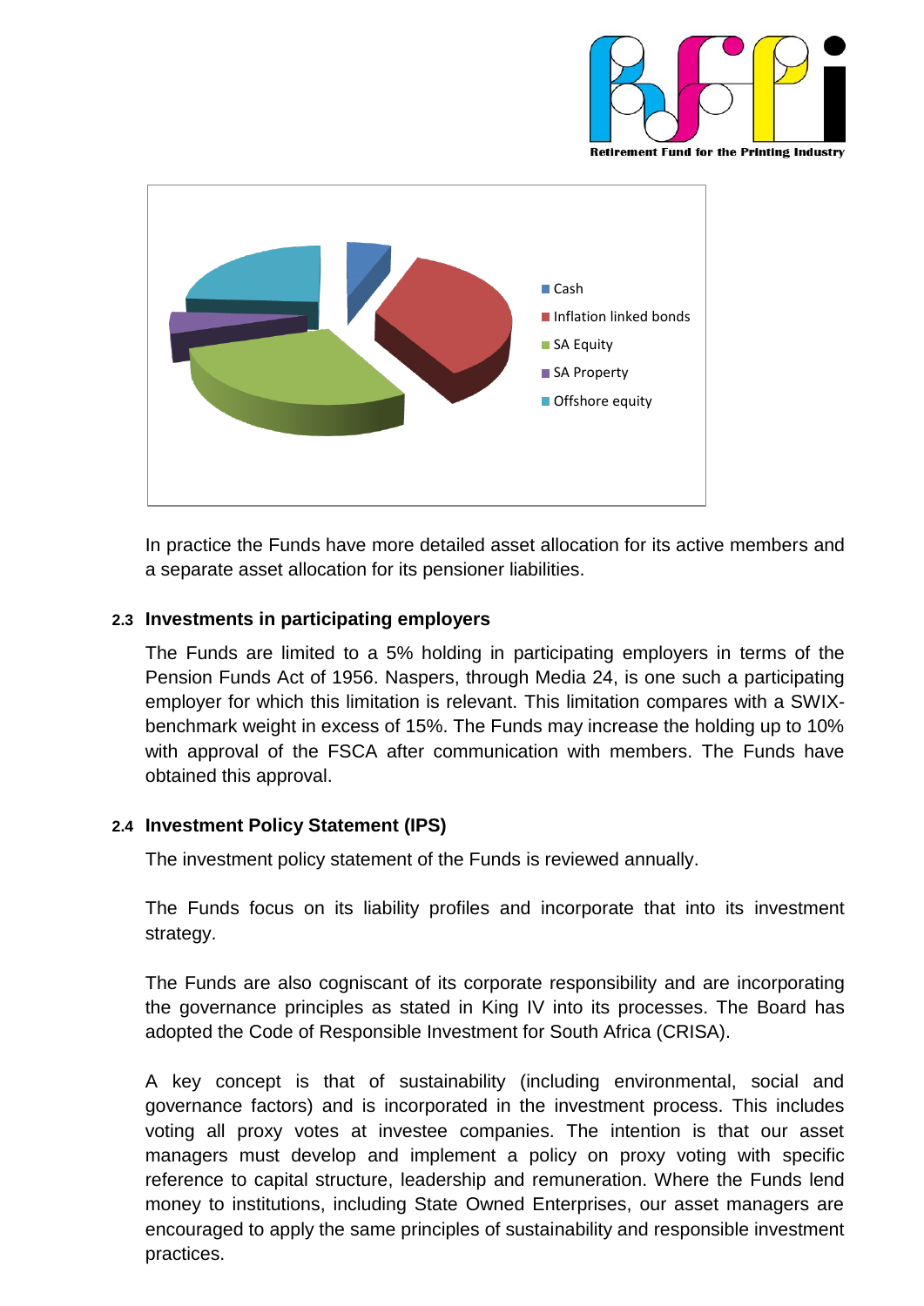Cash
Inflation linked bonds
SA Equity
SA Property
Offshore equity

In practice the Funds have more detailed asset allocation for its active members and a separate asset allocation for its pensioner liabilities.

### 2.3 Investments in participating employers

The Funds are limited to a 5% holding in participating employers in terms of the Pension Funds Act of 1956. Naspers, through Media 24, is one such a participating employer for which this limitation is relevant. This limitation compares with a SWIX-benchmark weight in excess of 15%. The Funds may increase the holding up to 10% with approval of the FSCA after communication with members. The Funds have obtained this approval.

### 2.4 Investment Policy Statement (IPS)

The investment policy statement of the Funds is reviewed annually.

The Funds focus on its liability profiles and incorporate that into its investment strategy.

The Funds are also cogniscant of its corporate responsibility and are incorporating the governance principles as stated in King IV into its processes. The Board has adopted the Code of Responsible Investment for South Africa (CRISA).

A key concept is that of sustainability (including environmental, social and governance factors) and is incorporated in the investment process. This includes voting all proxy votes at investee companies. The intention is that our asset managers must develop and implement a policy on proxy voting with specific reference to capital structure, leadership and remuneration. Where the Funds lend money to institutions, including State Owned Enterprises, our asset managers are encouraged to apply the same principles of sustainability and responsible investment practices.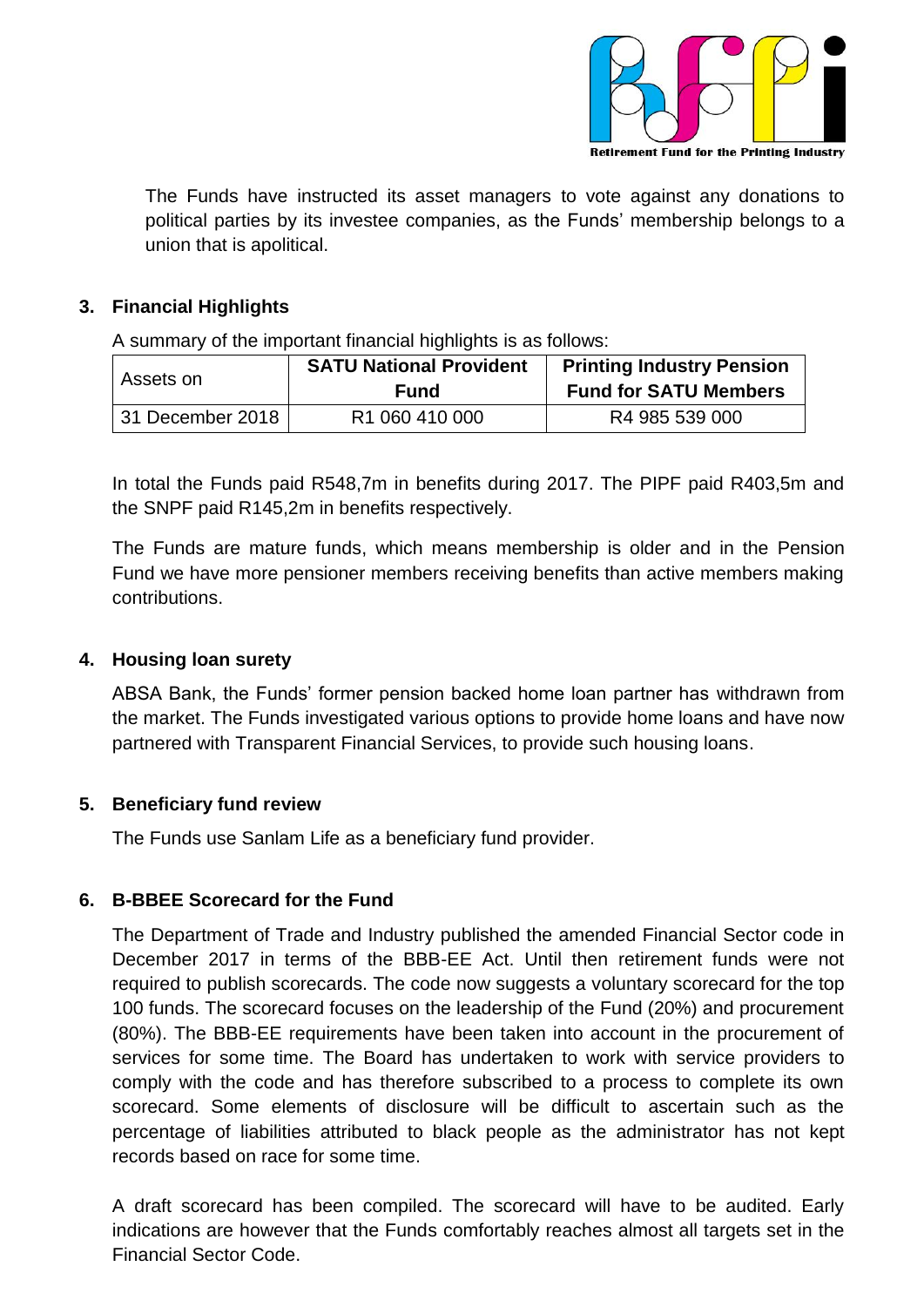The Funds have instructed its asset managers to vote against any donations to political parties by its investee companies, as the Funds' membership belongs to a union that is apolitical.

## 3. Financial Highlights

A summary of the important financial highlights is as follows:

| Assets on | SATU National Provident Fund | Printing Industry Pension Fund for SATU Members |
|---|---|---|
| 31 December 2018 | R1 060 410 000 | R4 985 539 000 |

In total the Funds paid R548,7m in benefits during 2017. The PIPF paid R403,5m and the SNPF paid R145,2m in benefits respectively.

The Funds are mature funds, which means membership is older and in the Pension Fund we have more pensioner members receiving benefits than active members making contributions.

## 4. Housing loan surety

ABSA Bank, the Funds' former pension backed home loan partner has withdrawn from the market. The Funds investigated various options to provide home loans and have now partnered with Transparent Financial Services, to provide such housing loans.

## 5. Beneficiary fund review

The Funds use Sanlam Life as a beneficiary fund provider.

## 6. B-BBEE Scorecard for the Fund

The Department of Trade and Industry published the amended Financial Sector code in December 2017 in terms of the BBB-EE Act. Until then retirement funds were not required to publish scorecards. The code now suggests a voluntary scorecard for the top 100 funds. The scorecard focuses on the leadership of the Fund (20%) and procurement (80%). The BBB-EE requirements have been taken into account in the procurement of services for some time. The Board has undertaken to work with service providers to comply with the code and has therefore subscribed to a process to complete its own scorecard. Some elements of disclosure will be difficult to ascertain such as the percentage of liabilities attributed to black people as the administrator has not kept records based on race for some time.

A draft scorecard has been compiled. The scorecard will have to be audited. Early indications are however that the Funds comfortably reaches almost all targets set in the Financial Sector Code.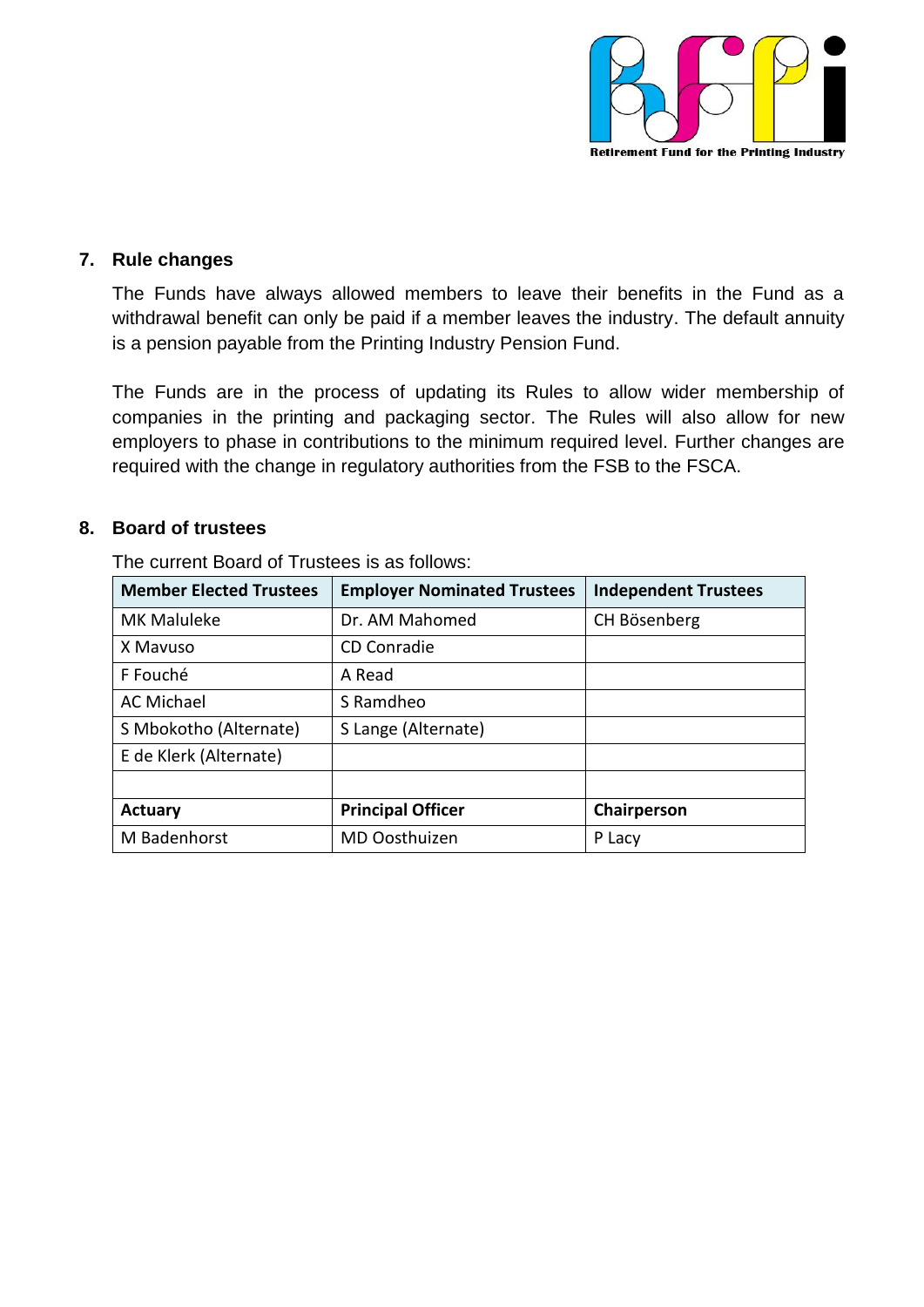## 7. Rule changes

The Funds have always allowed members to leave their benefits in the Fund as a withdrawal benefit can only be paid if a member leaves the industry. The default annuity is a pension payable from the Printing Industry Pension Fund.

The Funds are in the process of updating its Rules to allow wider membership of companies in the printing and packaging sector. The Rules will also allow for new employers to phase in contributions to the minimum required level. Further changes are required with the change in regulatory authorities from the FSB to the FSCA.

## 8. Board of trustees

The current Board of Trustees is as follows:

| Member Elected Trustees | Employer Nominated Trustees | Independent Trustees |
|---|---|---|
| MK Maluleke | Dr. AM Mahomed | CH Bösenberg |
| X Mavuso | CD Conradie | |
| F Fouché | A Read | |
| AC Michael | S Ramdheo | |
| S Mbokotho (Alternate) | S Lange (Alternate) | |
| E de Klerk (Alternate) | | |
| | | |
| **Actuary** | **Principal Officer** | **Chairperson** |
| M Badenhorst | MD Oosthuizen | P Lacy |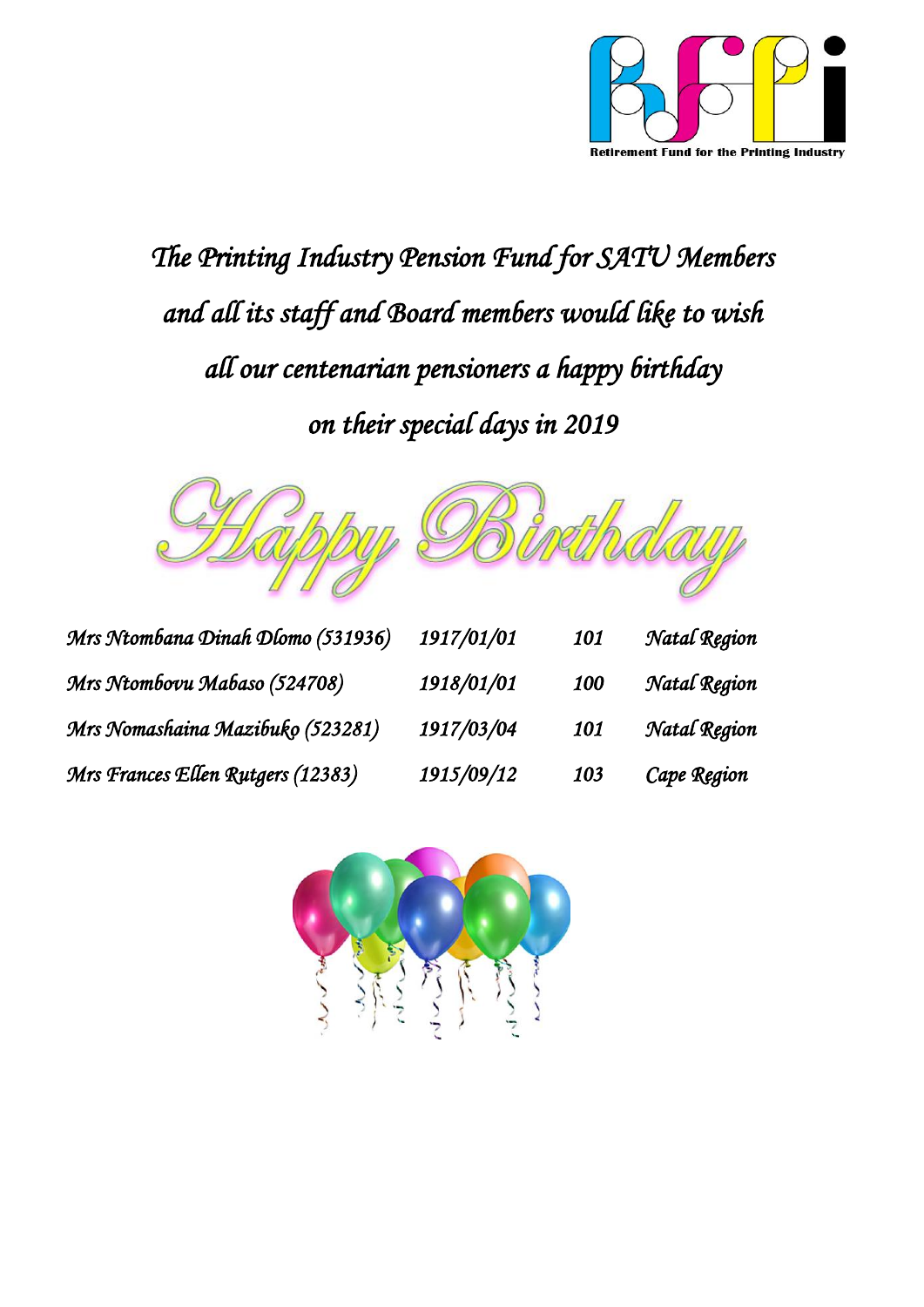*The Printing Industry Pension Fund for SATU Members and all its staff and Board members would like to wish all our centenarian pensioners a happy birthday on their special days in 2019*

# Happy Birthday

| | | | |
|---|---|---|---|
| *Mrs Ntombana Dinah Dlomo (531936)* | *1917/01/01* | *101* | *Natal Region* |
| *Mrs Ntombovu Mabaso (524708)* | *1918/01/01* | *100* | *Natal Region* |
| *Mrs Nomashaina Mazibuko (523281)* | *1917/03/04* | *101* | *Natal Region* |
| *Mrs Frances Ellen Rutgers (12383)* | *1915/09/12* | *103* | *Cape Region* |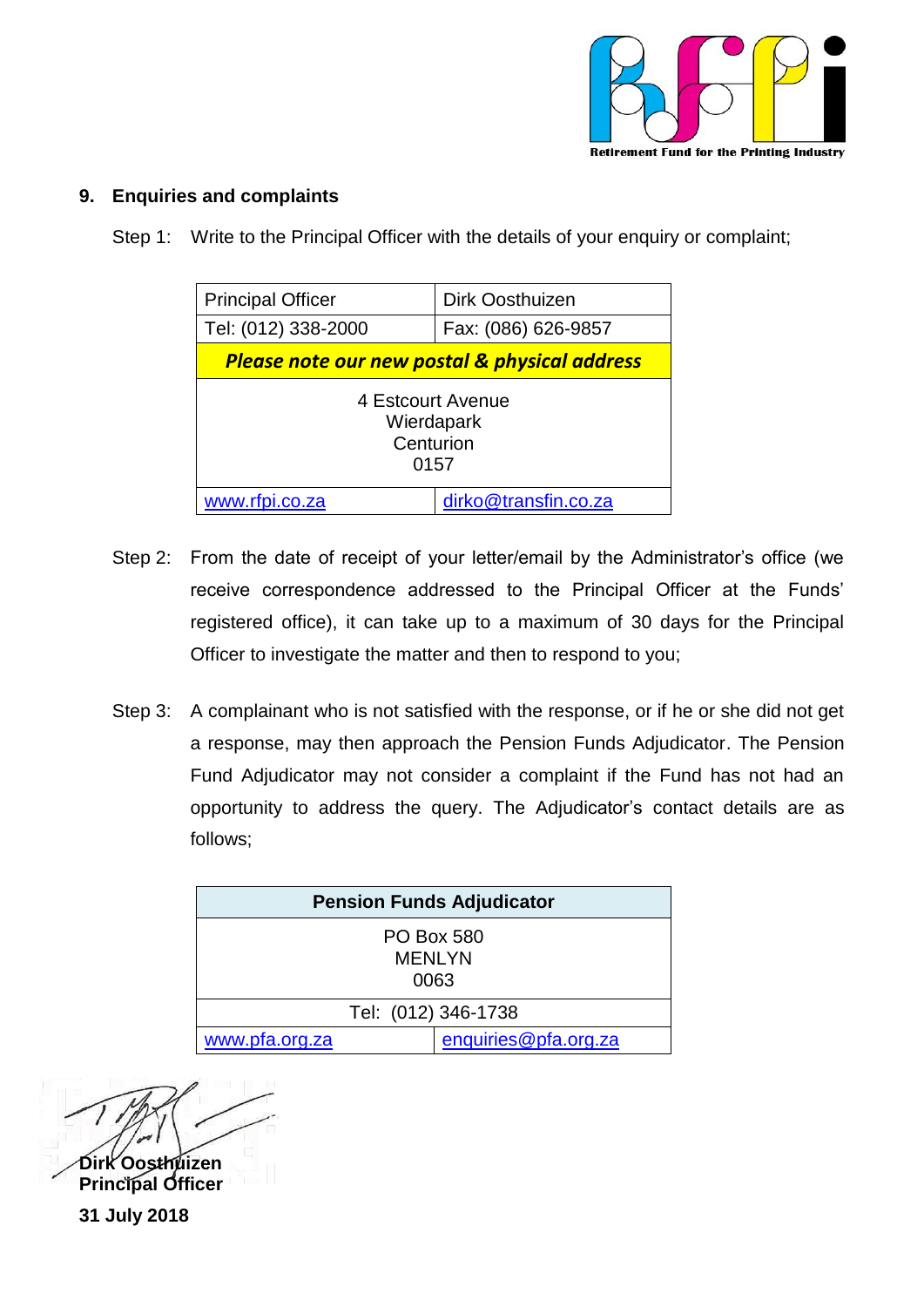## 9. Enquiries and complaints

Step 1: Write to the Principal Officer with the details of your enquiry or complaint;

| Principal Officer | Dirk Oosthuizen |
| --- | --- |
| Tel: (012) 338-2000 | Fax: (086) 626-9857 |
| ***Please note our new postal & physical address*** | |
| 4 Estcourt Avenue<br>Wierdapark<br>Centurion<br>0157 | |
| www.rfpi.co.za | dirko@transfin.co.za |

Step 2: From the date of receipt of your letter/email by the Administrator's office (we receive correspondence addressed to the Principal Officer at the Funds' registered office), it can take up to a maximum of 30 days for the Principal Officer to investigate the matter and then to respond to you;

Step 3: A complainant who is not satisfied with the response, or if he or she did not get a response, may then approach the Pension Funds Adjudicator. The Pension Fund Adjudicator may not consider a complaint if the Fund has not had an opportunity to address the query. The Adjudicator's contact details are as follows;

| Pension Funds Adjudicator | |
| --- | --- |
| PO Box 580<br>MENLYN<br>0063 | |
| Tel: (012) 346-1738 | |
| www.pfa.org.za | enquiries@pfa.org.za |

**Dirk Oosthuizen**
**Principal Officer**

**31 July 2018**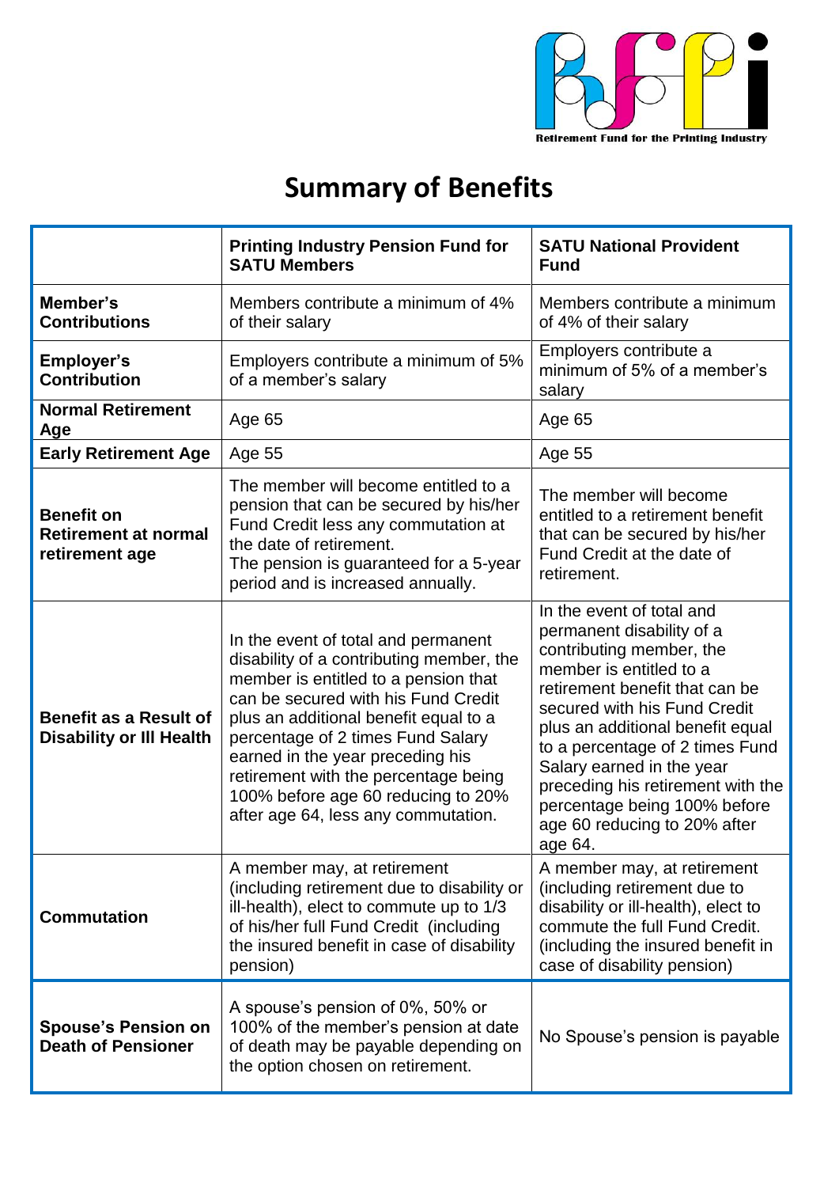Retirement Fund for the Printing Industry

# Summary of Benefits

| | Printing Industry Pension Fund for SATU Members | SATU National Provident Fund |
|---|---|---|
| **Member's Contributions** | Members contribute a minimum of 4% of their salary | Members contribute a minimum of 4% of their salary |
| **Employer's Contribution** | Employers contribute a minimum of 5% of a member's salary | Employers contribute a minimum of 5% of a member's salary |
| **Normal Retirement Age** | Age 65 | Age 65 |
| **Early Retirement Age** | Age 55 | Age 55 |
| **Benefit on Retirement at normal retirement age** | The member will become entitled to a pension that can be secured by his/her Fund Credit less any commutation at the date of retirement. The pension is guaranteed for a 5-year period and is increased annually. | The member will become entitled to a retirement benefit that can be secured by his/her Fund Credit at the date of retirement. |
| **Benefit as a Result of Disability or Ill Health** | In the event of total and permanent disability of a contributing member, the member is entitled to a pension that can be secured with his Fund Credit plus an additional benefit equal to a percentage of 2 times Fund Salary earned in the year preceding his retirement with the percentage being 100% before age 60 reducing to 20% after age 64, less any commutation. | In the event of total and permanent disability of a contributing member, the member is entitled to a retirement benefit that can be secured with his Fund Credit plus an additional benefit equal to a percentage of 2 times Fund Salary earned in the year preceding his retirement with the percentage being 100% before age 60 reducing to 20% after age 64. |
| **Commutation** | A member may, at retirement (including retirement due to disability or ill-health), elect to commute up to 1/3 of his/her full Fund Credit (including the insured benefit in case of disability pension) | A member may, at retirement (including retirement due to disability or ill-health), elect to commute the full Fund Credit. (including the insured benefit in case of disability pension) |
| **Spouse's Pension on Death of Pensioner** | A spouse's pension of 0%, 50% or 100% of the member's pension at date of death may be payable depending on the option chosen on retirement. | No Spouse's pension is payable |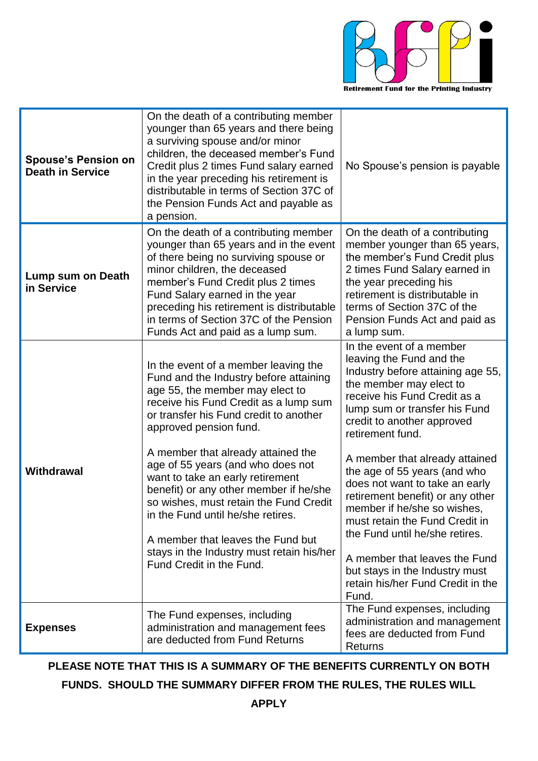| | | |
|---|---|---|
| **Spouse's Pension on Death in Service** | On the death of a contributing member younger than 65 years and there being a surviving spouse and/or minor children, the deceased member's Fund Credit plus 2 times Fund salary earned in the year preceding his retirement is distributable in terms of Section 37C of the Pension Funds Act and payable as a pension. | No Spouse's pension is payable |
| **Lump sum on Death in Service** | On the death of a contributing member younger than 65 years and in the event of there being no surviving spouse or minor children, the deceased member's Fund Credit plus 2 times Fund Salary earned in the year preceding his retirement is distributable in terms of Section 37C of the Pension Funds Act and paid as a lump sum. | On the death of a contributing member younger than 65 years, the member's Fund Credit plus 2 times Fund Salary earned in the year preceding his retirement is distributable in terms of Section 37C of the Pension Funds Act and paid as a lump sum. |
| **Withdrawal** | In the event of a member leaving the Fund and the Industry before attaining age 55, the member may elect to receive his Fund Credit as a lump sum or transfer his Fund credit to another approved pension fund.<br><br>A member that already attained the age of 55 years (and who does not want to take an early retirement benefit) or any other member if he/she so wishes, must retain the Fund Credit in the Fund until he/she retires.<br><br>A member that leaves the Fund but stays in the Industry must retain his/her Fund Credit in the Fund. | In the event of a member leaving the Fund and the Industry before attaining age 55, the member may elect to receive his Fund Credit as a lump sum or transfer his Fund credit to another approved retirement fund.<br><br>A member that already attained the age of 55 years (and who does not want to take an early retirement benefit) or any other member if he/she so wishes, must retain the Fund Credit in the Fund until he/she retires.<br><br>A member that leaves the Fund but stays in the Industry must retain his/her Fund Credit in the Fund. |
| **Expenses** | The Fund expenses, including administration and management fees are deducted from Fund Returns | The Fund expenses, including administration and management fees are deducted from Fund Returns |

**PLEASE NOTE THAT THIS IS A SUMMARY OF THE BENEFITS CURRENTLY ON BOTH FUNDS. SHOULD THE SUMMARY DIFFER FROM THE RULES, THE RULES WILL APPLY**